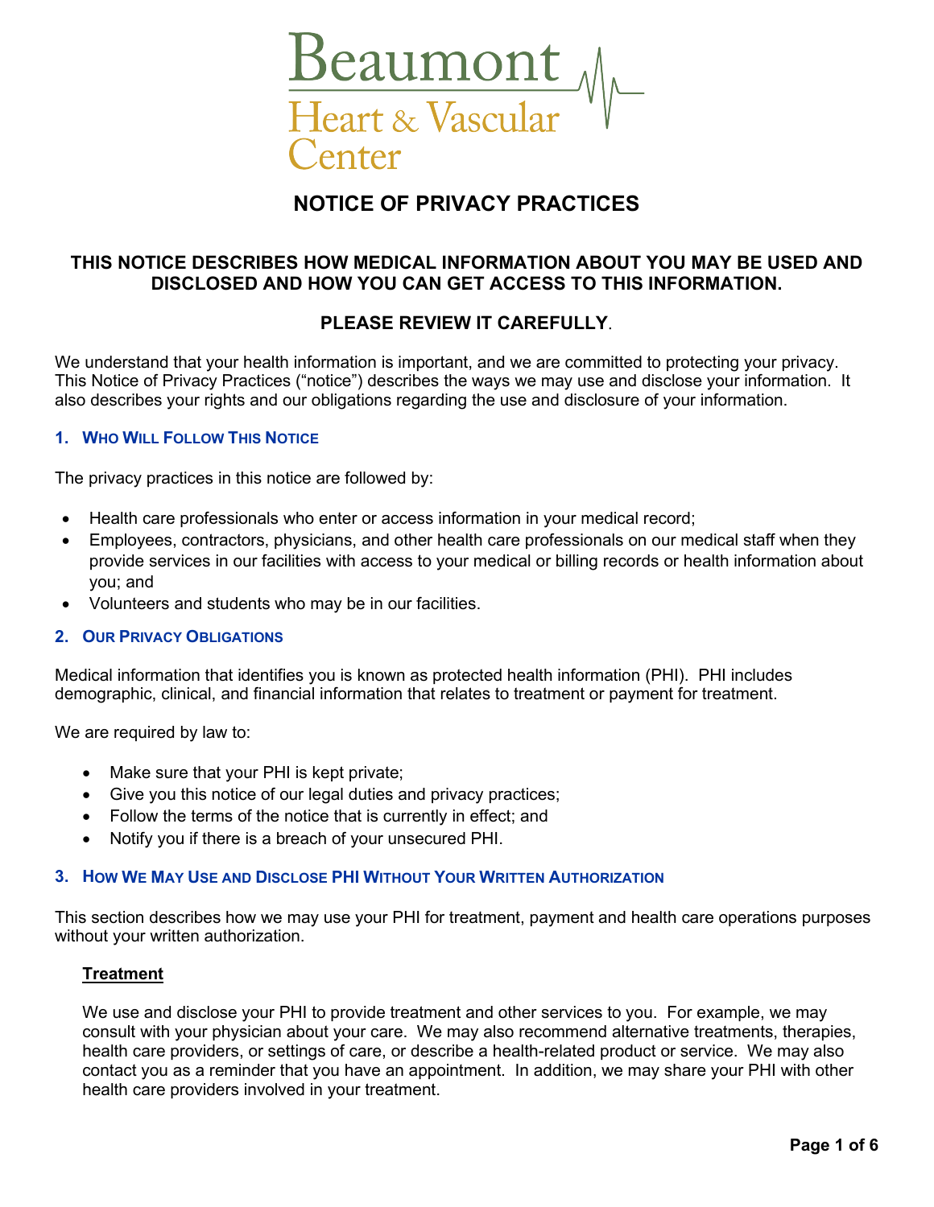Beaumont

Heart & Vascular Center

# NOTICE OF PRIVACY PRACTICES

## THIS NOTICE DESCRIBES HOW MEDICAL INFORMATION ABOUT YOU MAY BE USED AND DISCLOSED AND HOW YOU CAN GET ACCESS TO THIS INFORMATION.

## PLEASE REVIEW IT CAREFULLY.

We understand that your health information is important, and we are committed to protecting your privacy. This Notice of Privacy Practices ("notice") describes the ways we may use and disclose your information. It also describes your rights and our obligations regarding the use and disclosure of your information.

### 1. WHO WILL FOLLOW THIS NOTICE

The privacy practices in this notice are followed by:

- Health care professionals who enter or access information in your medical record;
- Employees, contractors, physicians, and other health care professionals on our medical staff when they provide services in our facilities with access to your medical or billing records or health information about you; and
- Volunteers and students who may be in our facilities.

### 2. OUR PRIVACY OBLIGATIONS

Medical information that identifies you is known as protected health information (PHI). PHI includes demographic, clinical, and financial information that relates to treatment or payment for treatment.

We are required by law to:

- Make sure that your PHI is kept private;
- Give you this notice of our legal duties and privacy practices;
- Follow the terms of the notice that is currently in effect; and
- Notify you if there is a breach of your unsecured PHI.

### 3. HOW WE MAY USE AND DISCLOSE PHI WITHOUT YOUR WRITTEN AUTHORIZATION

This section describes how we may use your PHI for treatment, payment and health care operations purposes without your written authorization.

**Treatment**

We use and disclose your PHI to provide treatment and other services to you. For example, we may consult with your physician about your care. We may also recommend alternative treatments, therapies, health care providers, or settings of care, or describe a health-related product or service. We may also contact you as a reminder that you have an appointment. In addition, we may share your PHI with other health care providers involved in your treatment.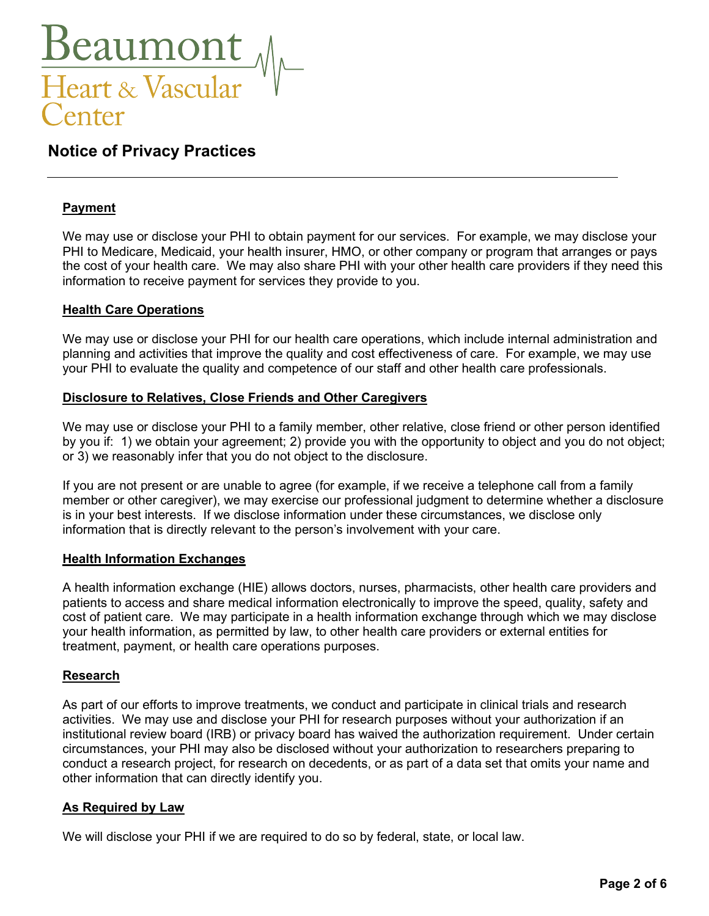## Payment

We may use or disclose your PHI to obtain payment for our services. For example, we may disclose your PHI to Medicare, Medicaid, your health insurer, HMO, or other company or program that arranges or pays the cost of your health care. We may also share PHI with your other health care providers if they need this information to receive payment for services they provide to you.

## Health Care Operations

We may use or disclose your PHI for our health care operations, which include internal administration and planning and activities that improve the quality and cost effectiveness of care. For example, we may use your PHI to evaluate the quality and competence of our staff and other health care professionals.

## Disclosure to Relatives, Close Friends and Other Caregivers

We may use or disclose your PHI to a family member, other relative, close friend or other person identified by you if: 1) we obtain your agreement; 2) provide you with the opportunity to object and you do not object; or 3) we reasonably infer that you do not object to the disclosure.

If you are not present or are unable to agree (for example, if we receive a telephone call from a family member or other caregiver), we may exercise our professional judgment to determine whether a disclosure is in your best interests. If we disclose information under these circumstances, we disclose only information that is directly relevant to the person's involvement with your care.

## Health Information Exchanges

A health information exchange (HIE) allows doctors, nurses, pharmacists, other health care providers and patients to access and share medical information electronically to improve the speed, quality, safety and cost of patient care. We may participate in a health information exchange through which we may disclose your health information, as permitted by law, to other health care providers or external entities for treatment, payment, or health care operations purposes.

## Research

As part of our efforts to improve treatments, we conduct and participate in clinical trials and research activities. We may use and disclose your PHI for research purposes without your authorization if an institutional review board (IRB) or privacy board has waived the authorization requirement. Under certain circumstances, your PHI may also be disclosed without your authorization to researchers preparing to conduct a research project, for research on decedents, or as part of a data set that omits your name and other information that can directly identify you.

## As Required by Law

We will disclose your PHI if we are required to do so by federal, state, or local law.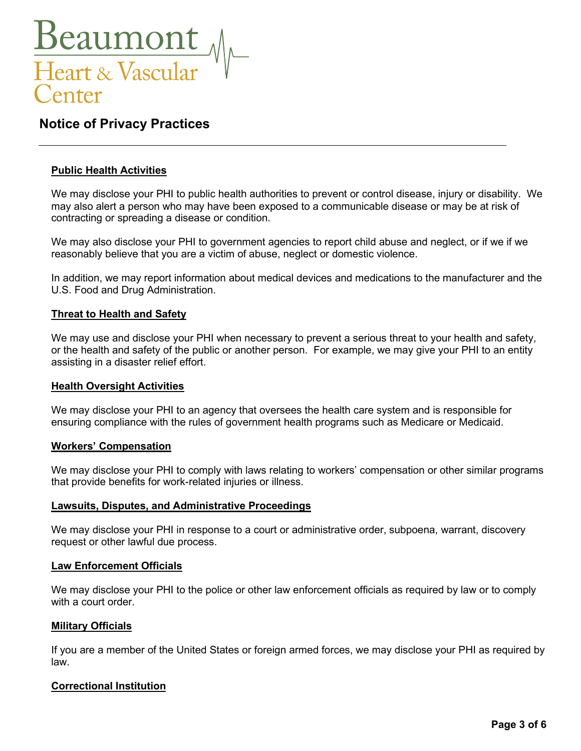# Notice of Privacy Practices

**Public Health Activities**

We may disclose your PHI to public health authorities to prevent or control disease, injury or disability. We may also alert a person who may have been exposed to a communicable disease or may be at risk of contracting or spreading a disease or condition.

We may also disclose your PHI to government agencies to report child abuse and neglect, or if we if we reasonably believe that you are a victim of abuse, neglect or domestic violence.

In addition, we may report information about medical devices and medications to the manufacturer and the U.S. Food and Drug Administration.

**Threat to Health and Safety**

We may use and disclose your PHI when necessary to prevent a serious threat to your health and safety, or the health and safety of the public or another person. For example, we may give your PHI to an entity assisting in a disaster relief effort.

**Health Oversight Activities**

We may disclose your PHI to an agency that oversees the health care system and is responsible for ensuring compliance with the rules of government health programs such as Medicare or Medicaid.

**Workers' Compensation**

We may disclose your PHI to comply with laws relating to workers' compensation or other similar programs that provide benefits for work-related injuries or illness.

**Lawsuits, Disputes, and Administrative Proceedings**

We may disclose your PHI in response to a court or administrative order, subpoena, warrant, discovery request or other lawful due process.

**Law Enforcement Officials**

We may disclose your PHI to the police or other law enforcement officials as required by law or to comply with a court order.

**Military Officials**

If you are a member of the United States or foreign armed forces, we may disclose your PHI as required by law.

**Correctional Institution**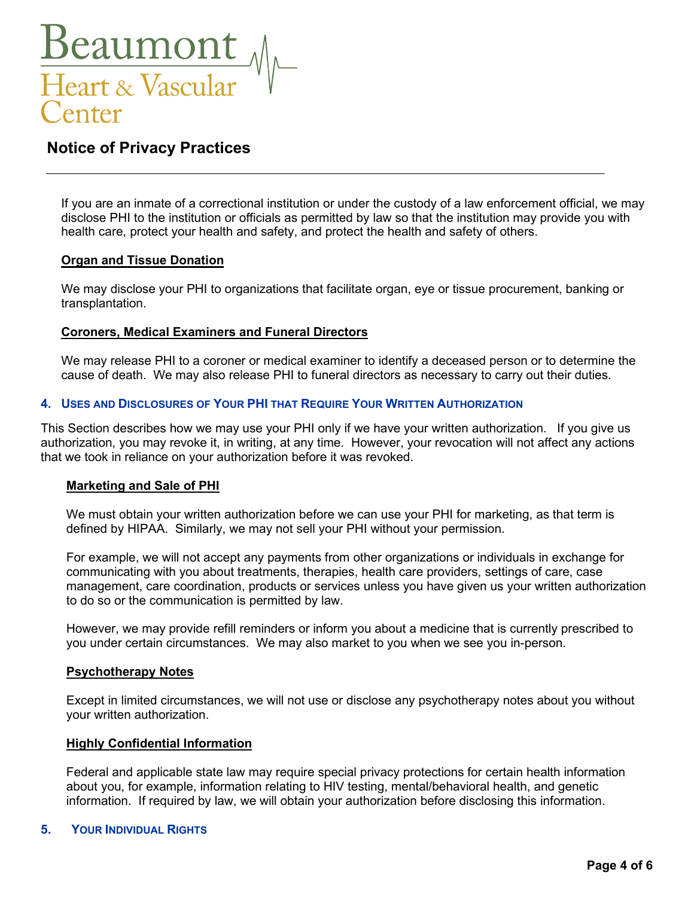If you are an inmate of a correctional institution or under the custody of a law enforcement official, we may disclose PHI to the institution or officials as permitted by law so that the institution may provide you with health care, protect your health and safety, and protect the health and safety of others.

**Organ and Tissue Donation**

We may disclose your PHI to organizations that facilitate organ, eye or tissue procurement, banking or transplantation.

**Coroners, Medical Examiners and Funeral Directors**

We may release PHI to a coroner or medical examiner to identify a deceased person or to determine the cause of death. We may also release PHI to funeral directors as necessary to carry out their duties.

## 4. Uses and Disclosures of Your PHI that Require Your Written Authorization

This Section describes how we may use your PHI only if we have your written authorization. If you give us authorization, you may revoke it, in writing, at any time. However, your revocation will not affect any actions that we took in reliance on your authorization before it was revoked.

**Marketing and Sale of PHI**

We must obtain your written authorization before we can use your PHI for marketing, as that term is defined by HIPAA. Similarly, we may not sell your PHI without your permission.

For example, we will not accept any payments from other organizations or individuals in exchange for communicating with you about treatments, therapies, health care providers, settings of care, case management, care coordination, products or services unless you have given us your written authorization to do so or the communication is permitted by law.

However, we may provide refill reminders or inform you about a medicine that is currently prescribed to you under certain circumstances. We may also market to you when we see you in-person.

**Psychotherapy Notes**

Except in limited circumstances, we will not use or disclose any psychotherapy notes about you without your written authorization.

**Highly Confidential Information**

Federal and applicable state law may require special privacy protections for certain health information about you, for example, information relating to HIV testing, mental/behavioral health, and genetic information. If required by law, we will obtain your authorization before disclosing this information.

## 5. Your Individual Rights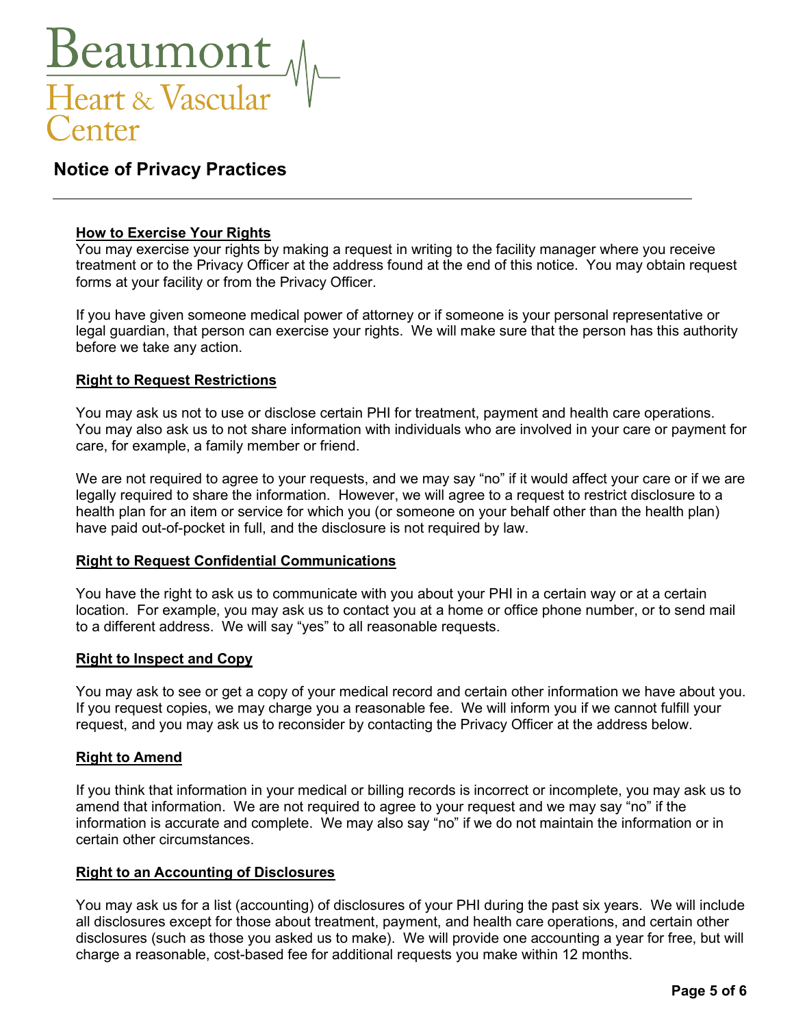## How to Exercise Your Rights

You may exercise your rights by making a request in writing to the facility manager where you receive treatment or to the Privacy Officer at the address found at the end of this notice. You may obtain request forms at your facility or from the Privacy Officer.

If you have given someone medical power of attorney or if someone is your personal representative or legal guardian, that person can exercise your rights. We will make sure that the person has this authority before we take any action.

## Right to Request Restrictions

You may ask us not to use or disclose certain PHI for treatment, payment and health care operations. You may also ask us to not share information with individuals who are involved in your care or payment for care, for example, a family member or friend.

We are not required to agree to your requests, and we may say "no" if it would affect your care or if we are legally required to share the information. However, we will agree to a request to restrict disclosure to a health plan for an item or service for which you (or someone on your behalf other than the health plan) have paid out-of-pocket in full, and the disclosure is not required by law.

## Right to Request Confidential Communications

You have the right to ask us to communicate with you about your PHI in a certain way or at a certain location. For example, you may ask us to contact you at a home or office phone number, or to send mail to a different address. We will say "yes" to all reasonable requests.

## Right to Inspect and Copy

You may ask to see or get a copy of your medical record and certain other information we have about you. If you request copies, we may charge you a reasonable fee. We will inform you if we cannot fulfill your request, and you may ask us to reconsider by contacting the Privacy Officer at the address below.

## Right to Amend

If you think that information in your medical or billing records is incorrect or incomplete, you may ask us to amend that information. We are not required to agree to your request and we may say "no" if the information is accurate and complete. We may also say "no" if we do not maintain the information or in certain other circumstances.

## Right to an Accounting of Disclosures

You may ask us for a list (accounting) of disclosures of your PHI during the past six years. We will include all disclosures except for those about treatment, payment, and health care operations, and certain other disclosures (such as those you asked us to make). We will provide one accounting a year for free, but will charge a reasonable, cost-based fee for additional requests you make within 12 months.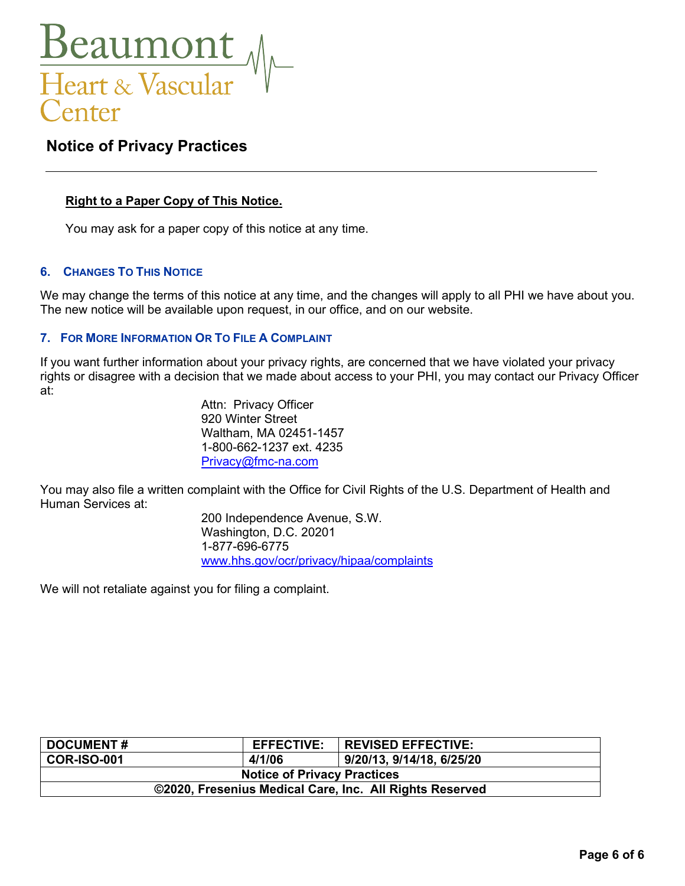Beaumont Heart & Vascular Center

# Notice of Privacy Practices

**Right to a Paper Copy of This Notice.**

You may ask for a paper copy of this notice at any time.

## 6. Changes To This Notice

We may change the terms of this notice at any time, and the changes will apply to all PHI we have about you. The new notice will be available upon request, in our office, and on our website.

## 7. For More Information Or To File A Complaint

If you want further information about your privacy rights, are concerned that we have violated your privacy rights or disagree with a decision that we made about access to your PHI, you may contact our Privacy Officer at:

Attn: Privacy Officer
920 Winter Street
Waltham, MA 02451-1457
1-800-662-1237 ext. 4235
Privacy@fmc-na.com

You may also file a written complaint with the Office for Civil Rights of the U.S. Department of Health and Human Services at:

200 Independence Avenue, S.W.
Washington, D.C. 20201
1-877-696-6775
www.hhs.gov/ocr/privacy/hipaa/complaints

We will not retaliate against you for filing a complaint.

| DOCUMENT # | EFFECTIVE: | REVISED EFFECTIVE: |
|---|---|---|
| COR-ISO-001 | 4/1/06 | 9/20/13, 9/14/18, 6/25/20 |
| Notice of Privacy Practices | | |
| ©2020, Fresenius Medical Care, Inc. All Rights Reserved | | |